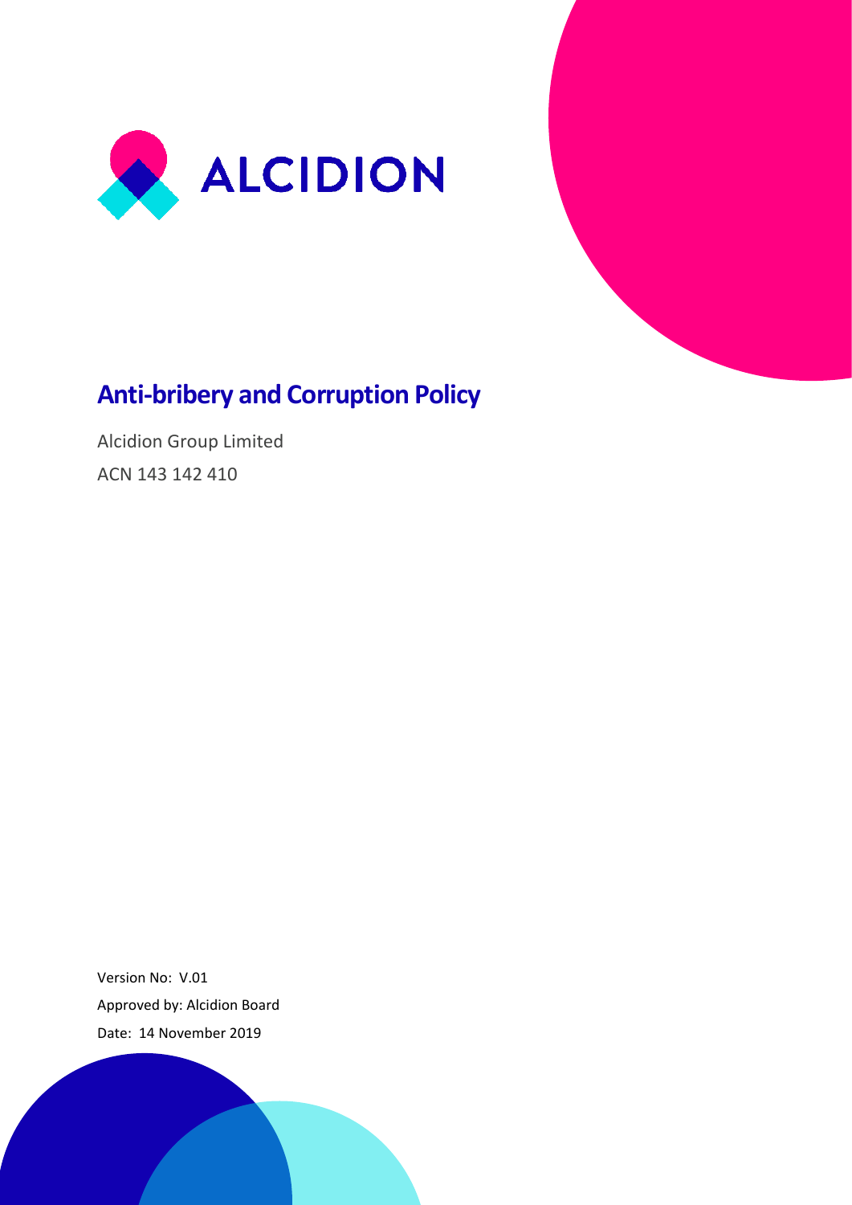ALCIDION

# Anti-bribery and Corruption Policy

Alcidion Group Limited

ACN 143 142 410

Version No: V.01

Approved by: Alcidion Board

Date: 14 November 2019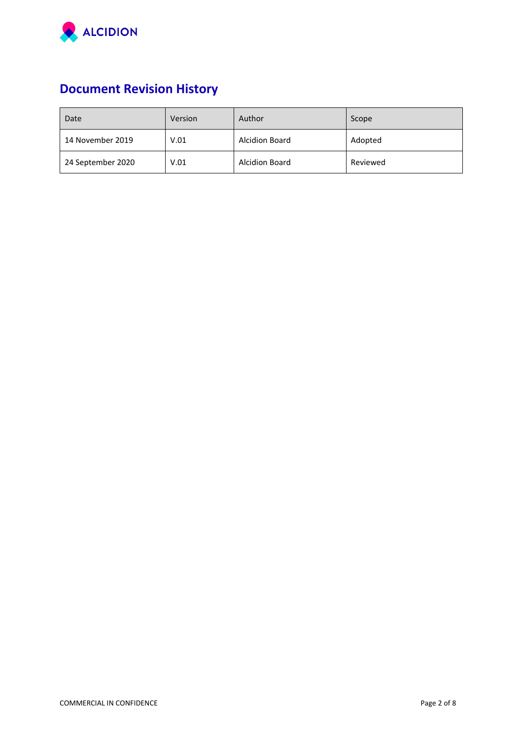# Document Revision History

| Date | Version | Author | Scope |
|---|---|---|---|
| 14 November 2019 | V.01 | Alcidion Board | Adopted |
| 24 September 2020 | V.01 | Alcidion Board | Reviewed |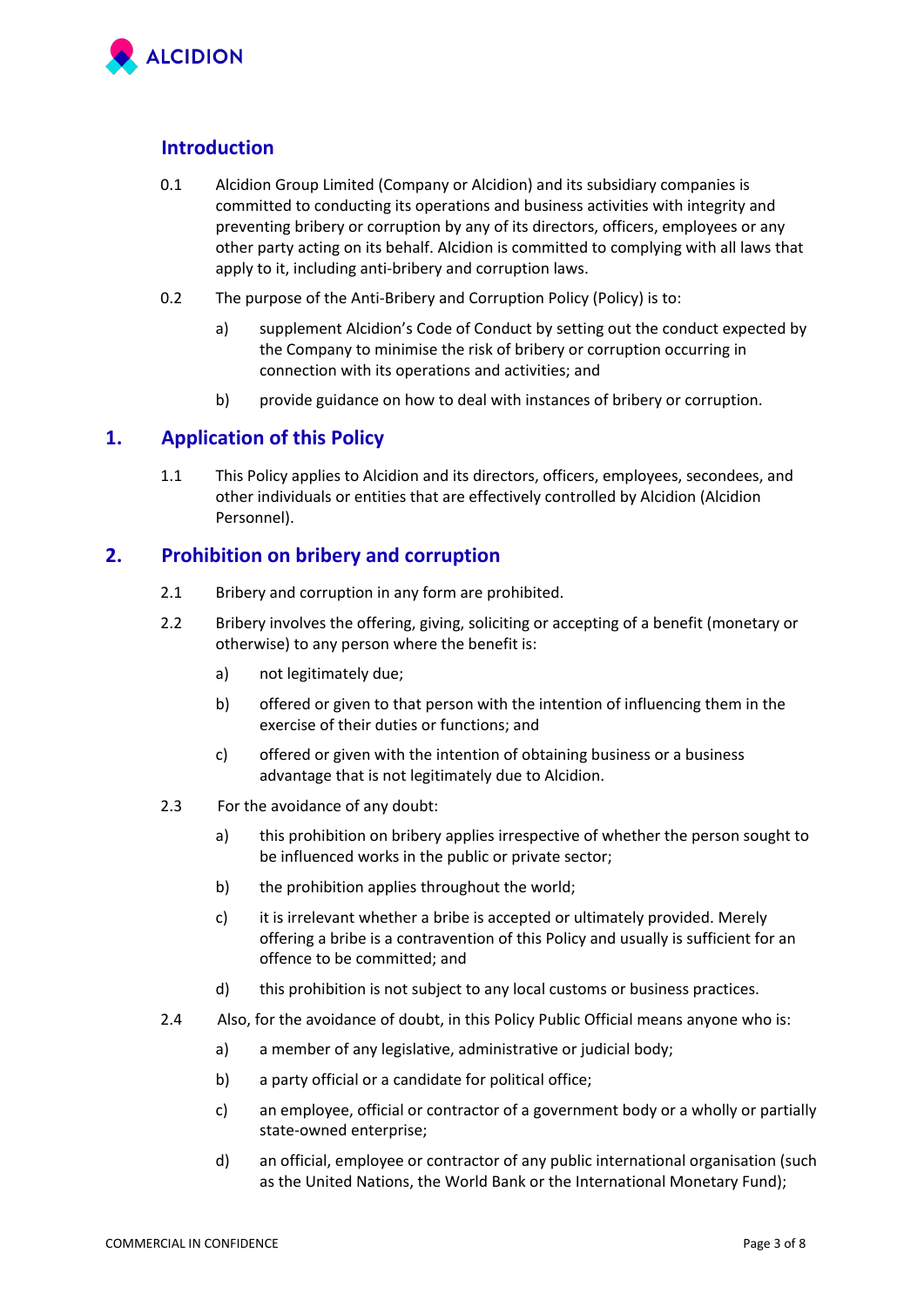## Introduction

0.1 Alcidion Group Limited (Company or Alcidion) and its subsidiary companies is committed to conducting its operations and business activities with integrity and preventing bribery or corruption by any of its directors, officers, employees or any other party acting on its behalf. Alcidion is committed to complying with all laws that apply to it, including anti-bribery and corruption laws.

0.2 The purpose of the Anti-Bribery and Corruption Policy (Policy) is to:

a) supplement Alcidion's Code of Conduct by setting out the conduct expected by the Company to minimise the risk of bribery or corruption occurring in connection with its operations and activities; and

b) provide guidance on how to deal with instances of bribery or corruption.

## 1. Application of this Policy

1.1 This Policy applies to Alcidion and its directors, officers, employees, secondees, and other individuals or entities that are effectively controlled by Alcidion (Alcidion Personnel).

## 2. Prohibition on bribery and corruption

2.1 Bribery and corruption in any form are prohibited.

2.2 Bribery involves the offering, giving, soliciting or accepting of a benefit (monetary or otherwise) to any person where the benefit is:

a) not legitimately due;

b) offered or given to that person with the intention of influencing them in the exercise of their duties or functions; and

c) offered or given with the intention of obtaining business or a business advantage that is not legitimately due to Alcidion.

2.3 For the avoidance of any doubt:

a) this prohibition on bribery applies irrespective of whether the person sought to be influenced works in the public or private sector;

b) the prohibition applies throughout the world;

c) it is irrelevant whether a bribe is accepted or ultimately provided. Merely offering a bribe is a contravention of this Policy and usually is sufficient for an offence to be committed; and

d) this prohibition is not subject to any local customs or business practices.

2.4 Also, for the avoidance of doubt, in this Policy Public Official means anyone who is:

a) a member of any legislative, administrative or judicial body;

b) a party official or a candidate for political office;

c) an employee, official or contractor of a government body or a wholly or partially state-owned enterprise;

d) an official, employee or contractor of any public international organisation (such as the United Nations, the World Bank or the International Monetary Fund);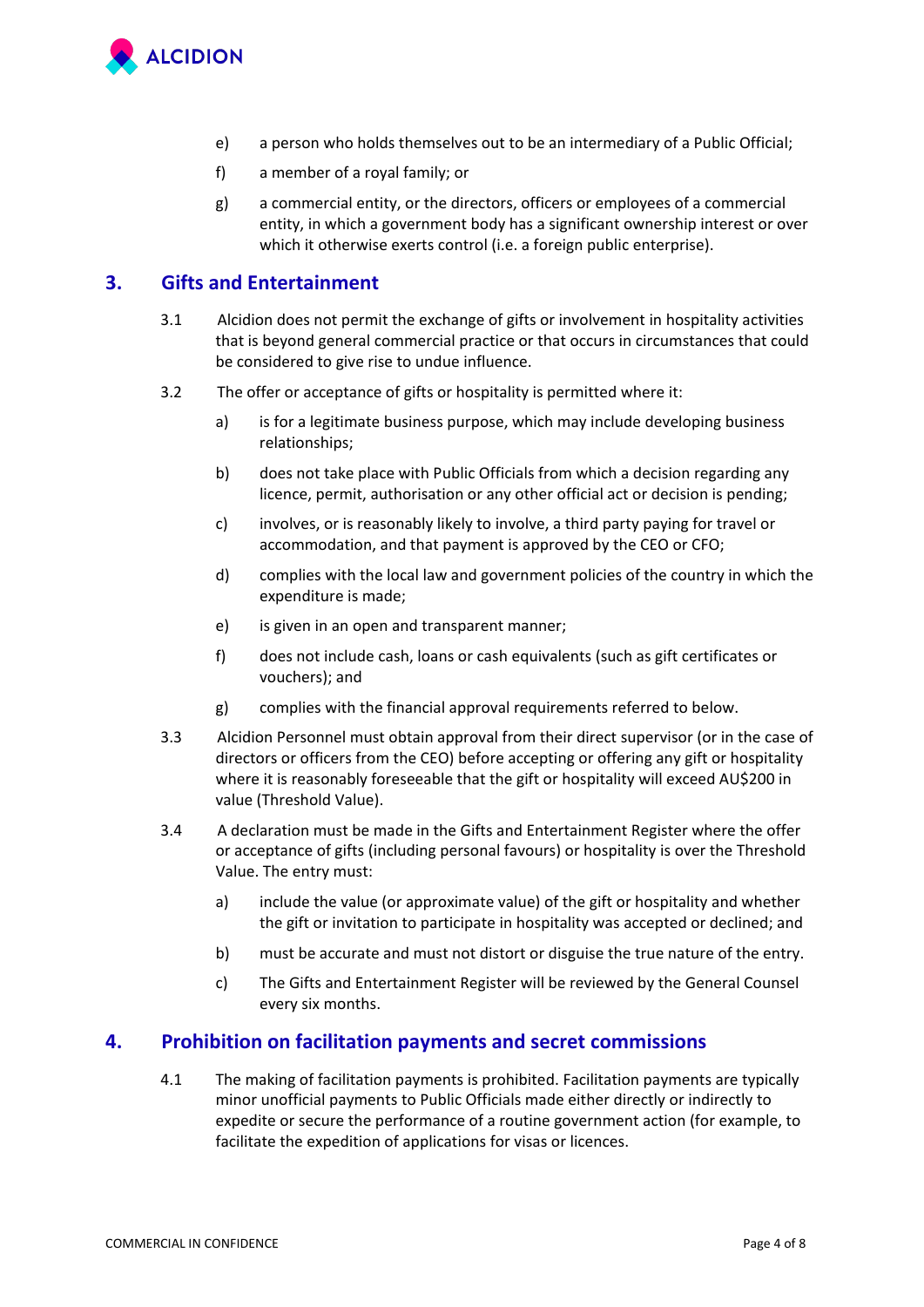e) a person who holds themselves out to be an intermediary of a Public Official;

f) a member of a royal family; or

g) a commercial entity, or the directors, officers or employees of a commercial entity, in which a government body has a significant ownership interest or over which it otherwise exerts control (i.e. a foreign public enterprise).

## 3. Gifts and Entertainment

3.1 Alcidion does not permit the exchange of gifts or involvement in hospitality activities that is beyond general commercial practice or that occurs in circumstances that could be considered to give rise to undue influence.

3.2 The offer or acceptance of gifts or hospitality is permitted where it:

a) is for a legitimate business purpose, which may include developing business relationships;

b) does not take place with Public Officials from which a decision regarding any licence, permit, authorisation or any other official act or decision is pending;

c) involves, or is reasonably likely to involve, a third party paying for travel or accommodation, and that payment is approved by the CEO or CFO;

d) complies with the local law and government policies of the country in which the expenditure is made;

e) is given in an open and transparent manner;

f) does not include cash, loans or cash equivalents (such as gift certificates or vouchers); and

g) complies with the financial approval requirements referred to below.

3.3 Alcidion Personnel must obtain approval from their direct supervisor (or in the case of directors or officers from the CEO) before accepting or offering any gift or hospitality where it is reasonably foreseeable that the gift or hospitality will exceed AU$200 in value (Threshold Value).

3.4 A declaration must be made in the Gifts and Entertainment Register where the offer or acceptance of gifts (including personal favours) or hospitality is over the Threshold Value. The entry must:

a) include the value (or approximate value) of the gift or hospitality and whether the gift or invitation to participate in hospitality was accepted or declined; and

b) must be accurate and must not distort or disguise the true nature of the entry.

c) The Gifts and Entertainment Register will be reviewed by the General Counsel every six months.

## 4. Prohibition on facilitation payments and secret commissions

4.1 The making of facilitation payments is prohibited. Facilitation payments are typically minor unofficial payments to Public Officials made either directly or indirectly to expedite or secure the performance of a routine government action (for example, to facilitate the expedition of applications for visas or licences.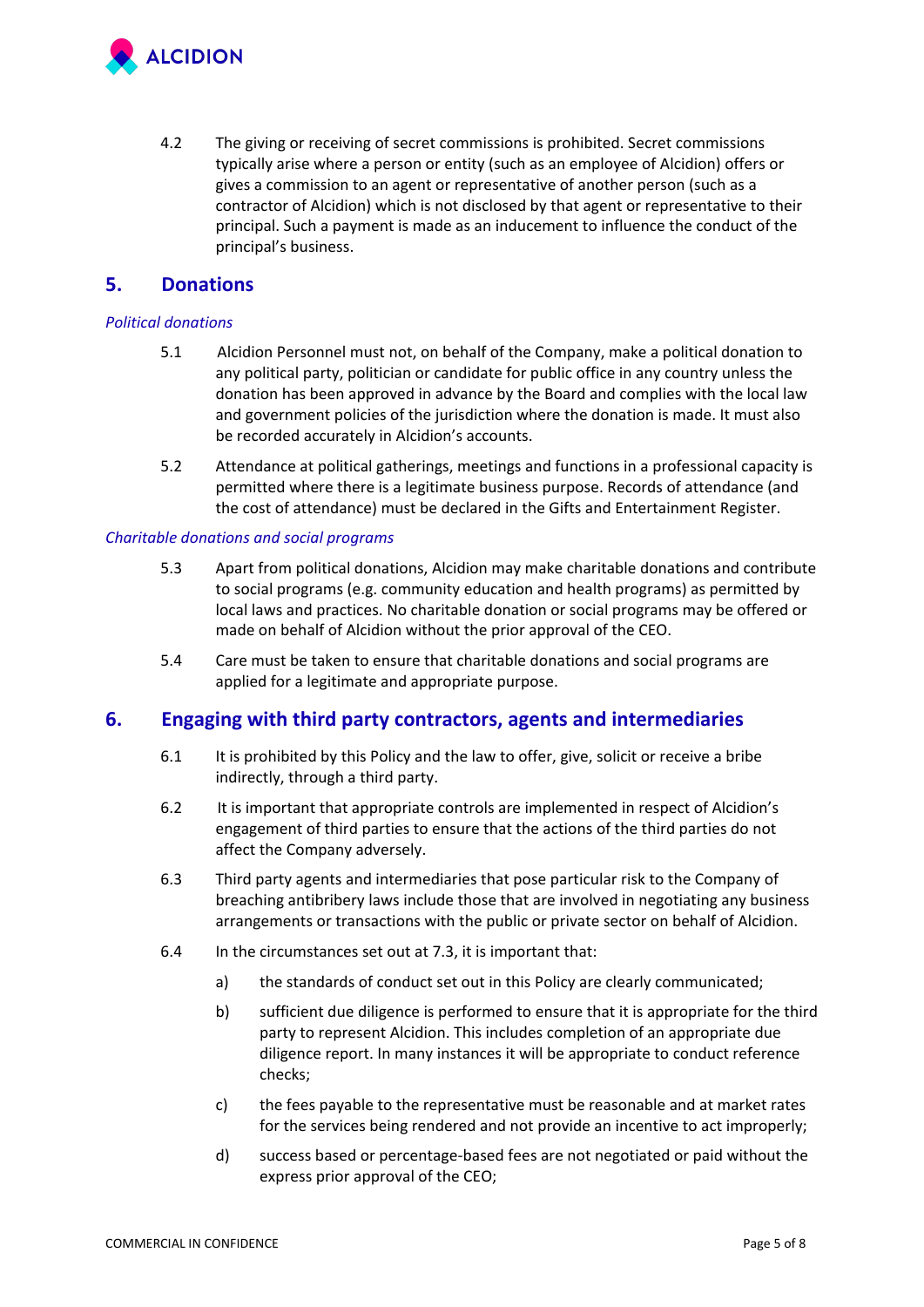4.2 The giving or receiving of secret commissions is prohibited. Secret commissions typically arise where a person or entity (such as an employee of Alcidion) offers or gives a commission to an agent or representative of another person (such as a contractor of Alcidion) which is not disclosed by that agent or representative to their principal. Such a payment is made as an inducement to influence the conduct of the principal's business.

## 5. Donations

*Political donations*

5.1 Alcidion Personnel must not, on behalf of the Company, make a political donation to any political party, politician or candidate for public office in any country unless the donation has been approved in advance by the Board and complies with the local law and government policies of the jurisdiction where the donation is made. It must also be recorded accurately in Alcidion's accounts.

5.2 Attendance at political gatherings, meetings and functions in a professional capacity is permitted where there is a legitimate business purpose. Records of attendance (and the cost of attendance) must be declared in the Gifts and Entertainment Register.

*Charitable donations and social programs*

5.3 Apart from political donations, Alcidion may make charitable donations and contribute to social programs (e.g. community education and health programs) as permitted by local laws and practices. No charitable donation or social programs may be offered or made on behalf of Alcidion without the prior approval of the CEO.

5.4 Care must be taken to ensure that charitable donations and social programs are applied for a legitimate and appropriate purpose.

## 6. Engaging with third party contractors, agents and intermediaries

6.1 It is prohibited by this Policy and the law to offer, give, solicit or receive a bribe indirectly, through a third party.

6.2 It is important that appropriate controls are implemented in respect of Alcidion's engagement of third parties to ensure that the actions of the third parties do not affect the Company adversely.

6.3 Third party agents and intermediaries that pose particular risk to the Company of breaching antibribery laws include those that are involved in negotiating any business arrangements or transactions with the public or private sector on behalf of Alcidion.

6.4 In the circumstances set out at 7.3, it is important that:

a) the standards of conduct set out in this Policy are clearly communicated;

b) sufficient due diligence is performed to ensure that it is appropriate for the third party to represent Alcidion. This includes completion of an appropriate due diligence report. In many instances it will be appropriate to conduct reference checks;

c) the fees payable to the representative must be reasonable and at market rates for the services being rendered and not provide an incentive to act improperly;

d) success based or percentage-based fees are not negotiated or paid without the express prior approval of the CEO;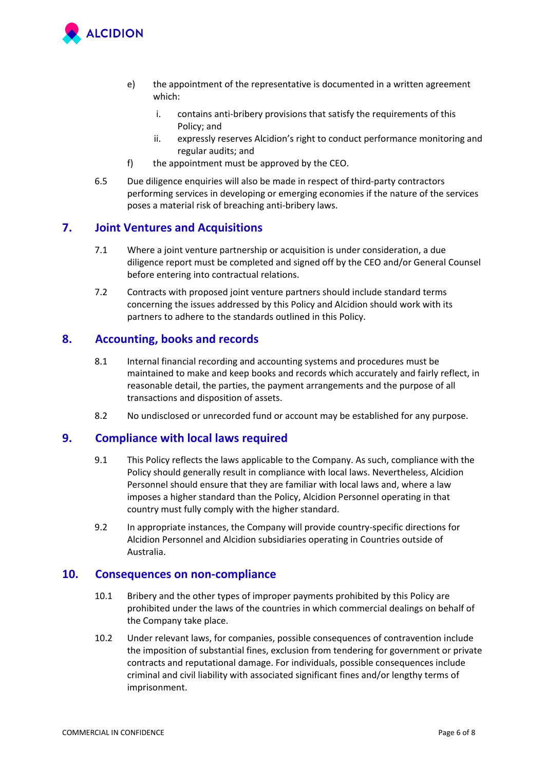e) the appointment of the representative is documented in a written agreement which:

  i. contains anti-bribery provisions that satisfy the requirements of this Policy; and

  ii. expressly reserves Alcidion's right to conduct performance monitoring and regular audits; and

f) the appointment must be approved by the CEO.

6.5 Due diligence enquiries will also be made in respect of third-party contractors performing services in developing or emerging economies if the nature of the services poses a material risk of breaching anti-bribery laws.

## 7. Joint Ventures and Acquisitions

7.1 Where a joint venture partnership or acquisition is under consideration, a due diligence report must be completed and signed off by the CEO and/or General Counsel before entering into contractual relations.

7.2 Contracts with proposed joint venture partners should include standard terms concerning the issues addressed by this Policy and Alcidion should work with its partners to adhere to the standards outlined in this Policy.

## 8. Accounting, books and records

8.1 Internal financial recording and accounting systems and procedures must be maintained to make and keep books and records which accurately and fairly reflect, in reasonable detail, the parties, the payment arrangements and the purpose of all transactions and disposition of assets.

8.2 No undisclosed or unrecorded fund or account may be established for any purpose.

## 9. Compliance with local laws required

9.1 This Policy reflects the laws applicable to the Company. As such, compliance with the Policy should generally result in compliance with local laws. Nevertheless, Alcidion Personnel should ensure that they are familiar with local laws and, where a law imposes a higher standard than the Policy, Alcidion Personnel operating in that country must fully comply with the higher standard.

9.2 In appropriate instances, the Company will provide country-specific directions for Alcidion Personnel and Alcidion subsidiaries operating in Countries outside of Australia.

## 10. Consequences on non-compliance

10.1 Bribery and the other types of improper payments prohibited by this Policy are prohibited under the laws of the countries in which commercial dealings on behalf of the Company take place.

10.2 Under relevant laws, for companies, possible consequences of contravention include the imposition of substantial fines, exclusion from tendering for government or private contracts and reputational damage. For individuals, possible consequences include criminal and civil liability with associated significant fines and/or lengthy terms of imprisonment.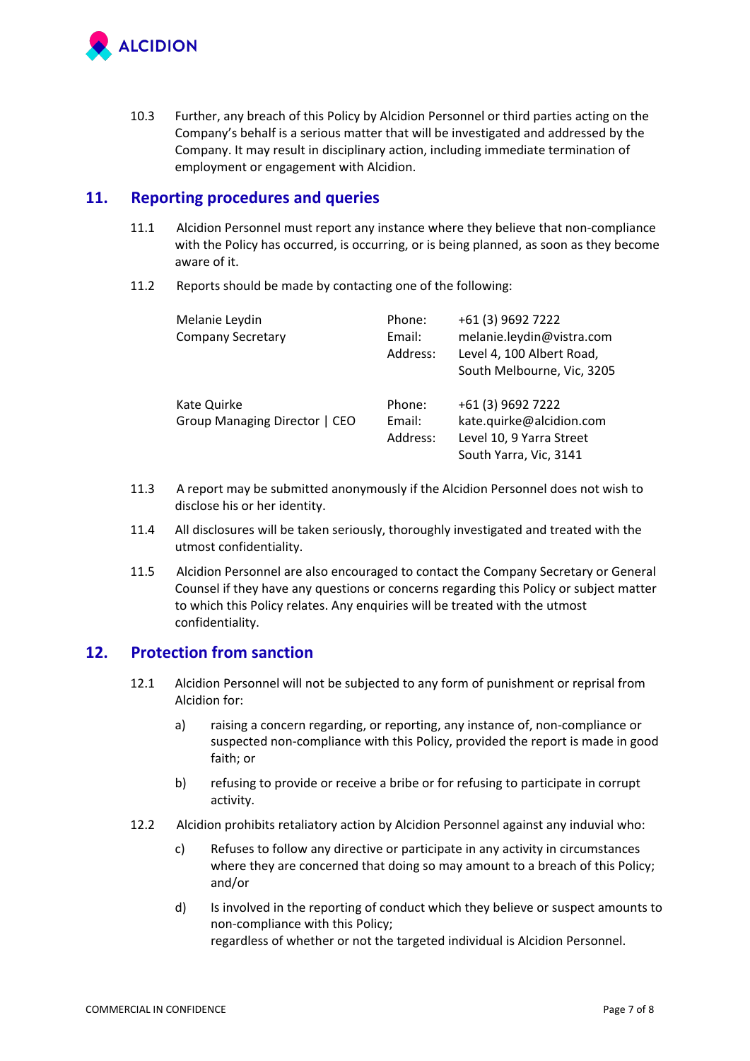10.3 Further, any breach of this Policy by Alcidion Personnel or third parties acting on the Company's behalf is a serious matter that will be investigated and addressed by the Company. It may result in disciplinary action, including immediate termination of employment or engagement with Alcidion.

## 11. Reporting procedures and queries

11.1 Alcidion Personnel must report any instance where they believe that non-compliance with the Policy has occurred, is occurring, or is being planned, as soon as they become aware of it.

11.2 Reports should be made by contacting one of the following:

| | | |
|---|---|---|
| Melanie Leydin<br>Company Secretary | Phone:<br>Email:<br>Address: | +61 (3) 9692 7222<br>melanie.leydin@vistra.com<br>Level 4, 100 Albert Road,<br>South Melbourne, Vic, 3205 |
| Kate Quirke<br>Group Managing Director \| CEO | Phone:<br>Email:<br>Address: | +61 (3) 9692 7222<br>kate.quirke@alcidion.com<br>Level 10, 9 Yarra Street<br>South Yarra, Vic, 3141 |

11.3 A report may be submitted anonymously if the Alcidion Personnel does not wish to disclose his or her identity.

11.4 All disclosures will be taken seriously, thoroughly investigated and treated with the utmost confidentiality.

11.5 Alcidion Personnel are also encouraged to contact the Company Secretary or General Counsel if they have any questions or concerns regarding this Policy or subject matter to which this Policy relates. Any enquiries will be treated with the utmost confidentiality.

## 12. Protection from sanction

12.1 Alcidion Personnel will not be subjected to any form of punishment or reprisal from Alcidion for:

a) raising a concern regarding, or reporting, any instance of, non-compliance or suspected non-compliance with this Policy, provided the report is made in good faith; or

b) refusing to provide or receive a bribe or for refusing to participate in corrupt activity.

12.2 Alcidion prohibits retaliatory action by Alcidion Personnel against any induvial who:

c) Refuses to follow any directive or participate in any activity in circumstances where they are concerned that doing so may amount to a breach of this Policy; and/or

d) Is involved in the reporting of conduct which they believe or suspect amounts to non-compliance with this Policy;
regardless of whether or not the targeted individual is Alcidion Personnel.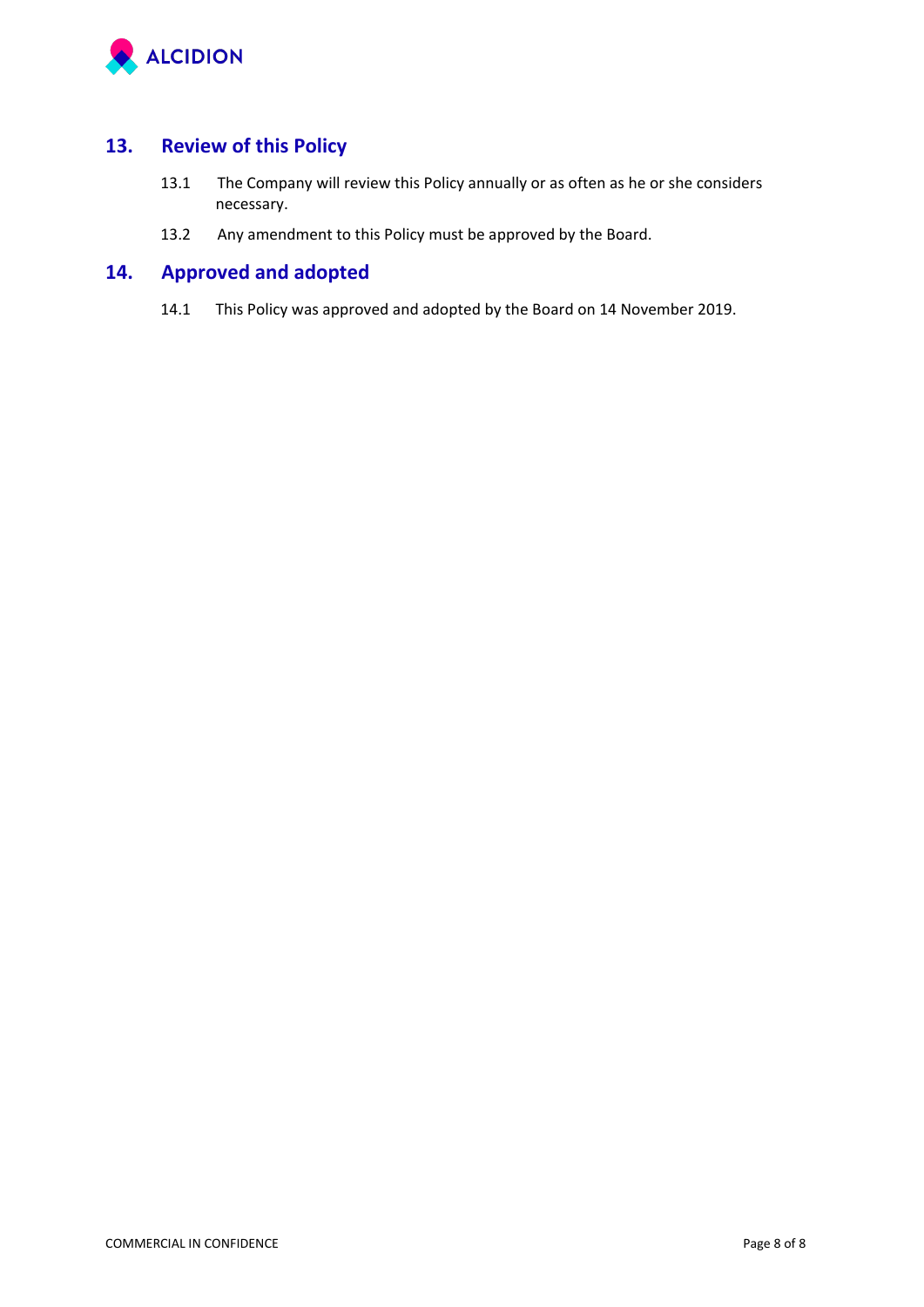## 13. Review of this Policy

13.1 The Company will review this Policy annually or as often as he or she considers necessary.

13.2 Any amendment to this Policy must be approved by the Board.

## 14. Approved and adopted

14.1 This Policy was approved and adopted by the Board on 14 November 2019.